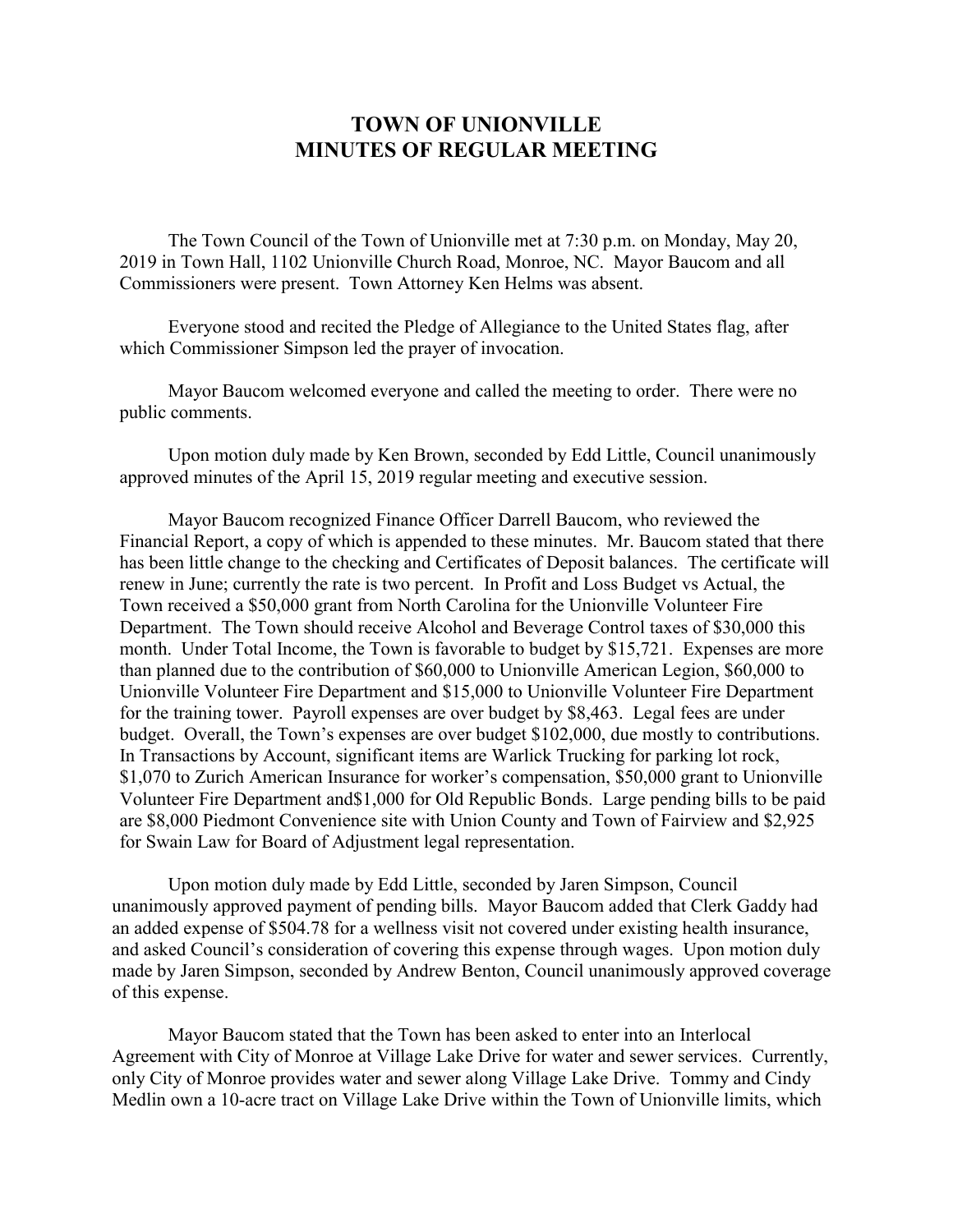# TOWN OF UNIONVILLE
# MINUTES OF REGULAR MEETING

The Town Council of the Town of Unionville met at 7:30 p.m. on Monday, May 20, 2019 in Town Hall, 1102 Unionville Church Road, Monroe, NC. Mayor Baucom and all Commissioners were present. Town Attorney Ken Helms was absent.

Everyone stood and recited the Pledge of Allegiance to the United States flag, after which Commissioner Simpson led the prayer of invocation.

Mayor Baucom welcomed everyone and called the meeting to order. There were no public comments.

Upon motion duly made by Ken Brown, seconded by Edd Little, Council unanimously approved minutes of the April 15, 2019 regular meeting and executive session.

Mayor Baucom recognized Finance Officer Darrell Baucom, who reviewed the Financial Report, a copy of which is appended to these minutes. Mr. Baucom stated that there has been little change to the checking and Certificates of Deposit balances. The certificate will renew in June; currently the rate is two percent. In Profit and Loss Budget vs Actual, the Town received a $50,000 grant from North Carolina for the Unionville Volunteer Fire Department. The Town should receive Alcohol and Beverage Control taxes of $30,000 this month. Under Total Income, the Town is favorable to budget by $15,721. Expenses are more than planned due to the contribution of $60,000 to Unionville American Legion, $60,000 to Unionville Volunteer Fire Department and $15,000 to Unionville Volunteer Fire Department for the training tower. Payroll expenses are over budget by $8,463. Legal fees are under budget. Overall, the Town's expenses are over budget $102,000, due mostly to contributions. In Transactions by Account, significant items are Warlick Trucking for parking lot rock, $1,070 to Zurich American Insurance for worker's compensation, $50,000 grant to Unionville Volunteer Fire Department and$1,000 for Old Republic Bonds. Large pending bills to be paid are $8,000 Piedmont Convenience site with Union County and Town of Fairview and $2,925 for Swain Law for Board of Adjustment legal representation.

Upon motion duly made by Edd Little, seconded by Jaren Simpson, Council unanimously approved payment of pending bills. Mayor Baucom added that Clerk Gaddy had an added expense of $504.78 for a wellness visit not covered under existing health insurance, and asked Council's consideration of covering this expense through wages. Upon motion duly made by Jaren Simpson, seconded by Andrew Benton, Council unanimously approved coverage of this expense.

Mayor Baucom stated that the Town has been asked to enter into an Interlocal Agreement with City of Monroe at Village Lake Drive for water and sewer services. Currently, only City of Monroe provides water and sewer along Village Lake Drive. Tommy and Cindy Medlin own a 10-acre tract on Village Lake Drive within the Town of Unionville limits, which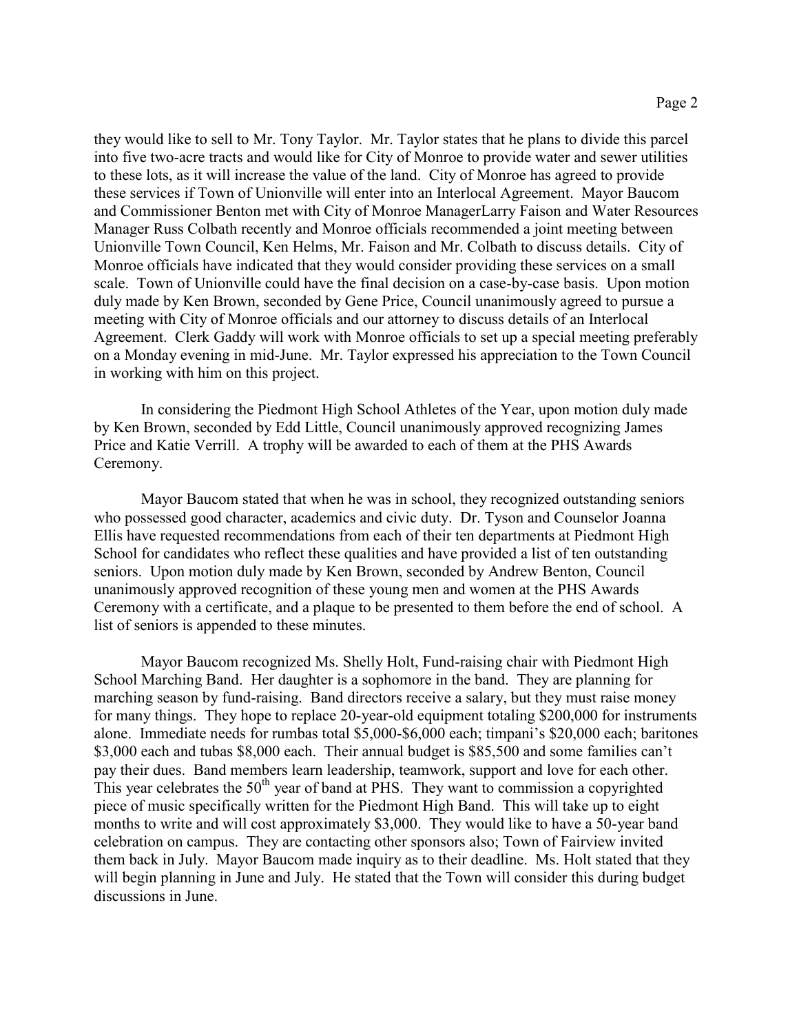they would like to sell to Mr. Tony Taylor. Mr. Taylor states that he plans to divide this parcel into five two-acre tracts and would like for City of Monroe to provide water and sewer utilities to these lots, as it will increase the value of the land. City of Monroe has agreed to provide these services if Town of Unionville will enter into an Interlocal Agreement. Mayor Baucom and Commissioner Benton met with City of Monroe ManagerLarry Faison and Water Resources Manager Russ Colbath recently and Monroe officials recommended a joint meeting between Unionville Town Council, Ken Helms, Mr. Faison and Mr. Colbath to discuss details. City of Monroe officials have indicated that they would consider providing these services on a small scale. Town of Unionville could have the final decision on a case-by-case basis. Upon motion duly made by Ken Brown, seconded by Gene Price, Council unanimously agreed to pursue a meeting with City of Monroe officials and our attorney to discuss details of an Interlocal Agreement. Clerk Gaddy will work with Monroe officials to set up a special meeting preferably on a Monday evening in mid-June. Mr. Taylor expressed his appreciation to the Town Council in working with him on this project.

In considering the Piedmont High School Athletes of the Year, upon motion duly made by Ken Brown, seconded by Edd Little, Council unanimously approved recognizing James Price and Katie Verrill. A trophy will be awarded to each of them at the PHS Awards Ceremony.

Mayor Baucom stated that when he was in school, they recognized outstanding seniors who possessed good character, academics and civic duty. Dr. Tyson and Counselor Joanna Ellis have requested recommendations from each of their ten departments at Piedmont High School for candidates who reflect these qualities and have provided a list of ten outstanding seniors. Upon motion duly made by Ken Brown, seconded by Andrew Benton, Council unanimously approved recognition of these young men and women at the PHS Awards Ceremony with a certificate, and a plaque to be presented to them before the end of school. A list of seniors is appended to these minutes.

Mayor Baucom recognized Ms. Shelly Holt, Fund-raising chair with Piedmont High School Marching Band. Her daughter is a sophomore in the band. They are planning for marching season by fund-raising. Band directors receive a salary, but they must raise money for many things. They hope to replace 20-year-old equipment totaling $200,000 for instruments alone. Immediate needs for rumbas total $5,000-$6,000 each; timpani's $20,000 each; baritones $3,000 each and tubas $8,000 each. Their annual budget is $85,500 and some families can't pay their dues. Band members learn leadership, teamwork, support and love for each other. This year celebrates the 50th year of band at PHS. They want to commission a copyrighted piece of music specifically written for the Piedmont High Band. This will take up to eight months to write and will cost approximately $3,000. They would like to have a 50-year band celebration on campus. They are contacting other sponsors also; Town of Fairview invited them back in July. Mayor Baucom made inquiry as to their deadline. Ms. Holt stated that they will begin planning in June and July. He stated that the Town will consider this during budget discussions in June.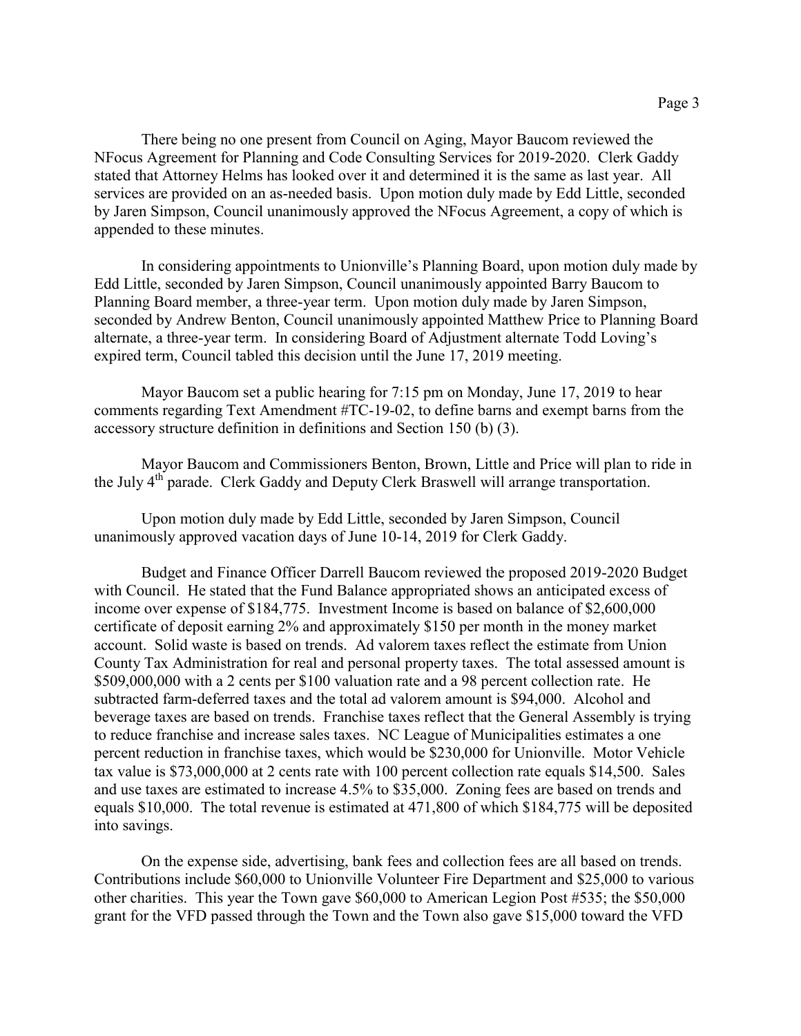There being no one present from Council on Aging, Mayor Baucom reviewed the NFocus Agreement for Planning and Code Consulting Services for 2019-2020. Clerk Gaddy stated that Attorney Helms has looked over it and determined it is the same as last year. All services are provided on an as-needed basis. Upon motion duly made by Edd Little, seconded by Jaren Simpson, Council unanimously approved the NFocus Agreement, a copy of which is appended to these minutes.

In considering appointments to Unionville's Planning Board, upon motion duly made by Edd Little, seconded by Jaren Simpson, Council unanimously appointed Barry Baucom to Planning Board member, a three-year term. Upon motion duly made by Jaren Simpson, seconded by Andrew Benton, Council unanimously appointed Matthew Price to Planning Board alternate, a three-year term. In considering Board of Adjustment alternate Todd Loving's expired term, Council tabled this decision until the June 17, 2019 meeting.

Mayor Baucom set a public hearing for 7:15 pm on Monday, June 17, 2019 to hear comments regarding Text Amendment #TC-19-02, to define barns and exempt barns from the accessory structure definition in definitions and Section 150 (b) (3).

Mayor Baucom and Commissioners Benton, Brown, Little and Price will plan to ride in the July 4th parade. Clerk Gaddy and Deputy Clerk Braswell will arrange transportation.

Upon motion duly made by Edd Little, seconded by Jaren Simpson, Council unanimously approved vacation days of June 10-14, 2019 for Clerk Gaddy.

Budget and Finance Officer Darrell Baucom reviewed the proposed 2019-2020 Budget with Council. He stated that the Fund Balance appropriated shows an anticipated excess of income over expense of $184,775. Investment Income is based on balance of $2,600,000 certificate of deposit earning 2% and approximately $150 per month in the money market account. Solid waste is based on trends. Ad valorem taxes reflect the estimate from Union County Tax Administration for real and personal property taxes. The total assessed amount is $509,000,000 with a 2 cents per $100 valuation rate and a 98 percent collection rate. He subtracted farm-deferred taxes and the total ad valorem amount is $94,000. Alcohol and beverage taxes are based on trends. Franchise taxes reflect that the General Assembly is trying to reduce franchise and increase sales taxes. NC League of Municipalities estimates a one percent reduction in franchise taxes, which would be $230,000 for Unionville. Motor Vehicle tax value is $73,000,000 at 2 cents rate with 100 percent collection rate equals $14,500. Sales and use taxes are estimated to increase 4.5% to $35,000. Zoning fees are based on trends and equals $10,000. The total revenue is estimated at 471,800 of which $184,775 will be deposited into savings.

On the expense side, advertising, bank fees and collection fees are all based on trends. Contributions include $60,000 to Unionville Volunteer Fire Department and $25,000 to various other charities. This year the Town gave $60,000 to American Legion Post #535; the $50,000 grant for the VFD passed through the Town and the Town also gave $15,000 toward the VFD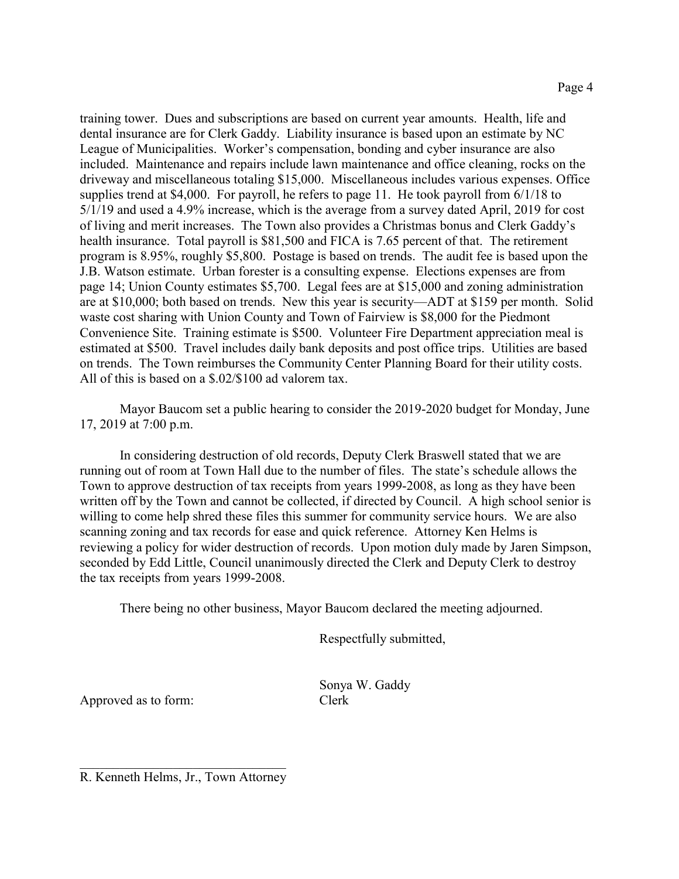training tower. Dues and subscriptions are based on current year amounts. Health, life and dental insurance are for Clerk Gaddy. Liability insurance is based upon an estimate by NC League of Municipalities. Worker's compensation, bonding and cyber insurance are also included. Maintenance and repairs include lawn maintenance and office cleaning, rocks on the driveway and miscellaneous totaling $15,000. Miscellaneous includes various expenses. Office supplies trend at $4,000. For payroll, he refers to page 11. He took payroll from 6/1/18 to 5/1/19 and used a 4.9% increase, which is the average from a survey dated April, 2019 for cost of living and merit increases. The Town also provides a Christmas bonus and Clerk Gaddy's health insurance. Total payroll is $81,500 and FICA is 7.65 percent of that. The retirement program is 8.95%, roughly $5,800. Postage is based on trends. The audit fee is based upon the J.B. Watson estimate. Urban forester is a consulting expense. Elections expenses are from page 14; Union County estimates $5,700. Legal fees are at $15,000 and zoning administration are at $10,000; both based on trends. New this year is security—ADT at $159 per month. Solid waste cost sharing with Union County and Town of Fairview is $8,000 for the Piedmont Convenience Site. Training estimate is $500. Volunteer Fire Department appreciation meal is estimated at $500. Travel includes daily bank deposits and post office trips. Utilities are based on trends. The Town reimburses the Community Center Planning Board for their utility costs. All of this is based on a $.02/$100 ad valorem tax.

Mayor Baucom set a public hearing to consider the 2019-2020 budget for Monday, June 17, 2019 at 7:00 p.m.

In considering destruction of old records, Deputy Clerk Braswell stated that we are running out of room at Town Hall due to the number of files. The state's schedule allows the Town to approve destruction of tax receipts from years 1999-2008, as long as they have been written off by the Town and cannot be collected, if directed by Council. A high school senior is willing to come help shred these files this summer for community service hours. We are also scanning zoning and tax records for ease and quick reference. Attorney Ken Helms is reviewing a policy for wider destruction of records. Upon motion duly made by Jaren Simpson, seconded by Edd Little, Council unanimously directed the Clerk and Deputy Clerk to destroy the tax receipts from years 1999-2008.

There being no other business, Mayor Baucom declared the meeting adjourned.

Respectfully submitted,

Sonya W. Gaddy
Clerk

Approved as to form:

___________________________________
R. Kenneth Helms, Jr., Town Attorney